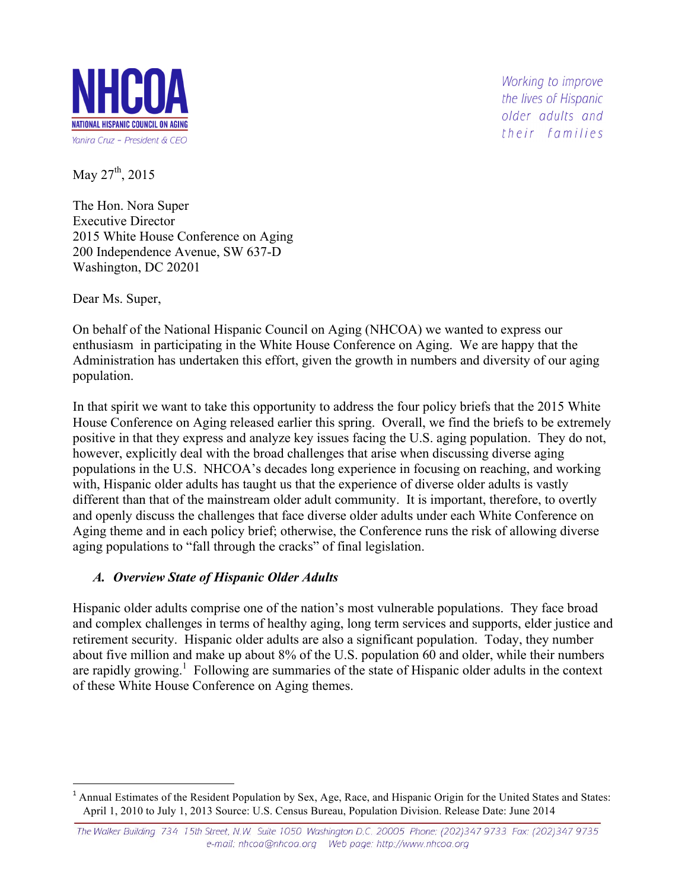**NHCOA**

**NATIONAL HISPANIC COUNCIL ON AGING**

*Yanira Cruz – President & CEO*

*Working to improve the lives of Hispanic older adults and their families*

May 27th, 2015

The Hon. Nora Super
Executive Director
2015 White House Conference on Aging
200 Independence Avenue, SW 637-D
Washington, DC 20201

Dear Ms. Super,

On behalf of the National Hispanic Council on Aging (NHCOA) we wanted to express our enthusiasm in participating in the White House Conference on Aging. We are happy that the Administration has undertaken this effort, given the growth in numbers and diversity of our aging population.

In that spirit we want to take this opportunity to address the four policy briefs that the 2015 White House Conference on Aging released earlier this spring. Overall, we find the briefs to be extremely positive in that they express and analyze key issues facing the U.S. aging population. They do not, however, explicitly deal with the broad challenges that arise when discussing diverse aging populations in the U.S. NHCOA's decades long experience in focusing on reaching, and working with, Hispanic older adults has taught us that the experience of diverse older adults is vastly different than that of the mainstream older adult community. It is important, therefore, to overtly and openly discuss the challenges that face diverse older adults under each White Conference on Aging theme and in each policy brief; otherwise, the Conference runs the risk of allowing diverse aging populations to "fall through the cracks" of final legislation.

### *A. Overview State of Hispanic Older Adults*

Hispanic older adults comprise one of the nation's most vulnerable populations. They face broad and complex challenges in terms of healthy aging, long term services and supports, elder justice and retirement security. Hispanic older adults are also a significant population. Today, they number about five million and make up about 8% of the U.S. population 60 and older, while their numbers are rapidly growing.[1] Following are summaries of the state of Hispanic older adults in the context of these White House Conference on Aging themes.

[1] Annual Estimates of the Resident Population by Sex, Age, Race, and Hispanic Origin for the United States and States: April 1, 2010 to July 1, 2013 Source: U.S. Census Bureau, Population Division. Release Date: June 2014

*The Walker Building 734 15th Street, N.W. Suite 1050 Washington D.C. 20005 Phone: (202)347 9733 Fax: (202)347 9735 e-mail: nhcoa@nhcoa.org Web page: http://www.nhcoa.org*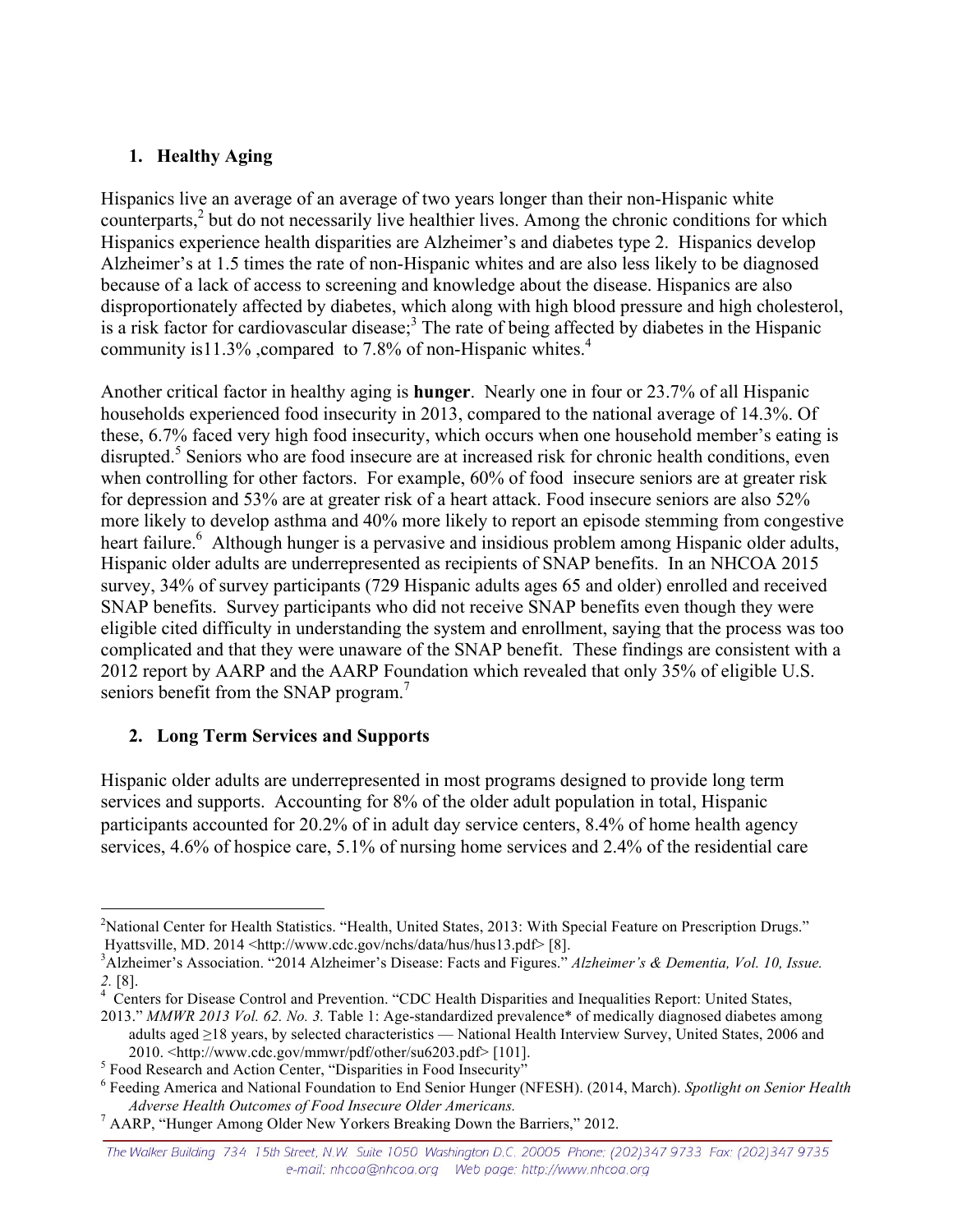## 1. Healthy Aging

Hispanics live an average of an average of two years longer than their non-Hispanic white counterparts,[2] but do not necessarily live healthier lives. Among the chronic conditions for which Hispanics experience health disparities are Alzheimer's and diabetes type 2. Hispanics develop Alzheimer's at 1.5 times the rate of non-Hispanic whites and are also less likely to be diagnosed because of a lack of access to screening and knowledge about the disease. Hispanics are also disproportionately affected by diabetes, which along with high blood pressure and high cholesterol, is a risk factor for cardiovascular disease;[3] The rate of being affected by diabetes in the Hispanic community is11.3% ,compared to 7.8% of non-Hispanic whites.[4]

Another critical factor in healthy aging is **hunger**. Nearly one in four or 23.7% of all Hispanic households experienced food insecurity in 2013, compared to the national average of 14.3%. Of these, 6.7% faced very high food insecurity, which occurs when one household member's eating is disrupted.[5] Seniors who are food insecure are at increased risk for chronic health conditions, even when controlling for other factors. For example, 60% of food insecure seniors are at greater risk for depression and 53% are at greater risk of a heart attack. Food insecure seniors are also 52% more likely to develop asthma and 40% more likely to report an episode stemming from congestive heart failure.[6] Although hunger is a pervasive and insidious problem among Hispanic older adults, Hispanic older adults are underrepresented as recipients of SNAP benefits. In an NHCOA 2015 survey, 34% of survey participants (729 Hispanic adults ages 65 and older) enrolled and received SNAP benefits. Survey participants who did not receive SNAP benefits even though they were eligible cited difficulty in understanding the system and enrollment, saying that the process was too complicated and that they were unaware of the SNAP benefit. These findings are consistent with a 2012 report by AARP and the AARP Foundation which revealed that only 35% of eligible U.S. seniors benefit from the SNAP program.[7]

## 2. Long Term Services and Supports

Hispanic older adults are underrepresented in most programs designed to provide long term services and supports. Accounting for 8% of the older adult population in total, Hispanic participants accounted for 20.2% of in adult day service centers, 8.4% of home health agency services, 4.6% of hospice care, 5.1% of nursing home services and 2.4% of the residential care

---

[2] National Center for Health Statistics. "Health, United States, 2013: With Special Feature on Prescription Drugs." Hyattsville, MD. 2014 <http://www.cdc.gov/nchs/data/hus/hus13.pdf> [8].

[3] Alzheimer's Association. "2014 Alzheimer's Disease: Facts and Figures." *Alzheimer's & Dementia, Vol. 10, Issue. 2.* [8].

[4] Centers for Disease Control and Prevention. "CDC Health Disparities and Inequalities Report: United States, 2013." *MMWR 2013 Vol. 62. No. 3.* Table 1: Age-standardized prevalence* of medically diagnosed diabetes among adults aged ≥18 years, by selected characteristics — National Health Interview Survey, United States, 2006 and 2010. <http://www.cdc.gov/mmwr/pdf/other/su6203.pdf> [101].

[5] Food Research and Action Center, "Disparities in Food Insecurity"

[6] Feeding America and National Foundation to End Senior Hunger (NFESH). (2014, March). *Spotlight on Senior Health Adverse Health Outcomes of Food Insecure Older Americans.*

[7] AARP, "Hunger Among Older New Yorkers Breaking Down the Barriers," 2012.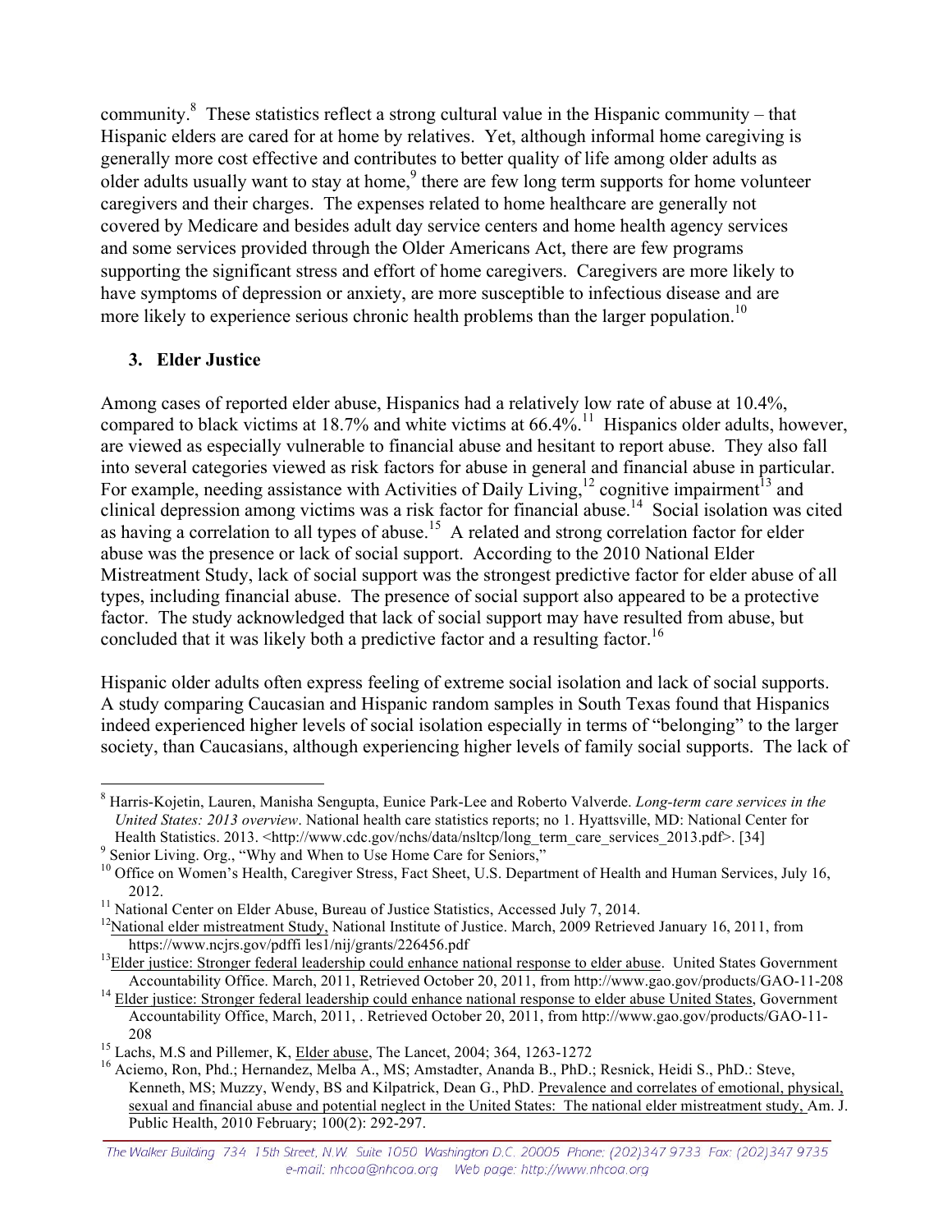community.[8] These statistics reflect a strong cultural value in the Hispanic community – that Hispanic elders are cared for at home by relatives. Yet, although informal home caregiving is generally more cost effective and contributes to better quality of life among older adults as older adults usually want to stay at home,[9] there are few long term supports for home volunteer caregivers and their charges. The expenses related to home healthcare are generally not covered by Medicare and besides adult day service centers and home health agency services and some services provided through the Older Americans Act, there are few programs supporting the significant stress and effort of home caregivers. Caregivers are more likely to have symptoms of depression or anxiety, are more susceptible to infectious disease and are more likely to experience serious chronic health problems than the larger population.[10]

### 3. Elder Justice

Among cases of reported elder abuse, Hispanics had a relatively low rate of abuse at 10.4%, compared to black victims at 18.7% and white victims at 66.4%.[11] Hispanics older adults, however, are viewed as especially vulnerable to financial abuse and hesitant to report abuse. They also fall into several categories viewed as risk factors for abuse in general and financial abuse in particular. For example, needing assistance with Activities of Daily Living,[12] cognitive impairment[13] and clinical depression among victims was a risk factor for financial abuse.[14] Social isolation was cited as having a correlation to all types of abuse.[15] A related and strong correlation factor for elder abuse was the presence or lack of social support. According to the 2010 National Elder Mistreatment Study, lack of social support was the strongest predictive factor for elder abuse of all types, including financial abuse. The presence of social support also appeared to be a protective factor. The study acknowledged that lack of social support may have resulted from abuse, but concluded that it was likely both a predictive factor and a resulting factor.[16]

Hispanic older adults often express feeling of extreme social isolation and lack of social supports. A study comparing Caucasian and Hispanic random samples in South Texas found that Hispanics indeed experienced higher levels of social isolation especially in terms of "belonging" to the larger society, than Caucasians, although experiencing higher levels of family social supports. The lack of

---

[8] Harris-Kojetin, Lauren, Manisha Sengupta, Eunice Park-Lee and Roberto Valverde. *Long-term care services in the United States: 2013 overview*. National health care statistics reports; no 1. Hyattsville, MD: National Center for Health Statistics. 2013. <http://www.cdc.gov/nchs/data/nsltcp/long_term_care_services_2013.pdf>. [34]

[9] Senior Living. Org., "Why and When to Use Home Care for Seniors,"

[10] Office on Women's Health, Caregiver Stress, Fact Sheet, U.S. Department of Health and Human Services, July 16, 2012.

[11] National Center on Elder Abuse, Bureau of Justice Statistics, Accessed July 7, 2014.

[12] National elder mistreatment Study, National Institute of Justice. March, 2009 Retrieved January 16, 2011, from https://www.ncjrs.gov/pdffi les1/nij/grants/226456.pdf

[13] Elder justice: Stronger federal leadership could enhance national response to elder abuse. United States Government Accountability Office. March, 2011, Retrieved October 20, 2011, from http://www.gao.gov/products/GAO-11-208

[14] Elder justice: Stronger federal leadership could enhance national response to elder abuse United States, Government Accountability Office, March, 2011, . Retrieved October 20, 2011, from http://www.gao.gov/products/GAO-11-208

[15] Lachs, M.S and Pillemer, K, Elder abuse, The Lancet, 2004; 364, 1263-1272

[16] Aciemo, Ron, Phd.; Hernandez, Melba A., MS; Amstadter, Ananda B., PhD.; Resnick, Heidi S., PhD.: Steve, Kenneth, MS; Muzzy, Wendy, BS and Kilpatrick, Dean G., PhD. Prevalence and correlates of emotional, physical, sexual and financial abuse and potential neglect in the United States: The national elder mistreatment study, Am. J. Public Health, 2010 February; 100(2): 292-297.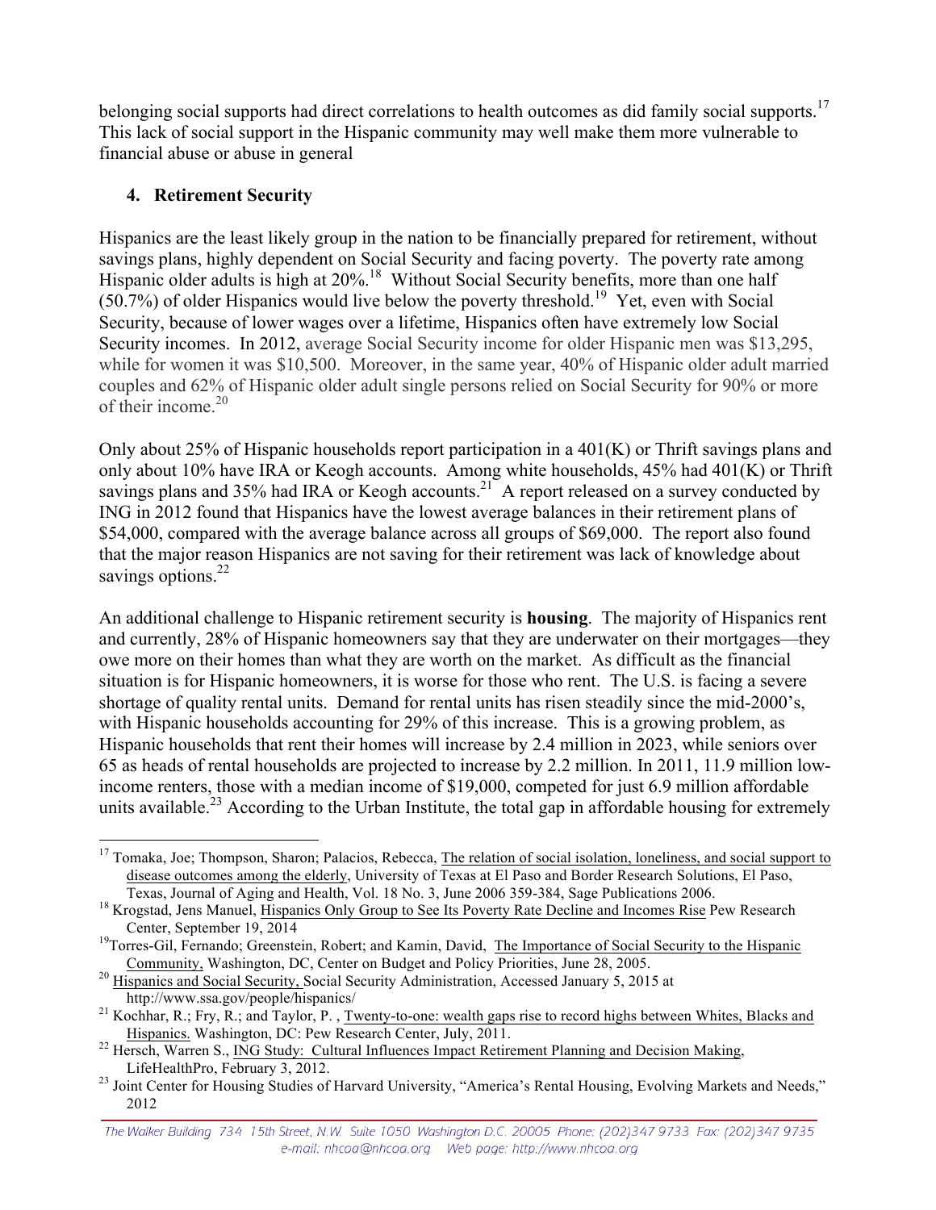belonging social supports had direct correlations to health outcomes as did family social supports.[17] This lack of social support in the Hispanic community may well make them more vulnerable to financial abuse or abuse in general

## 4. Retirement Security

Hispanics are the least likely group in the nation to be financially prepared for retirement, without savings plans, highly dependent on Social Security and facing poverty. The poverty rate among Hispanic older adults is high at 20%.[18] Without Social Security benefits, more than one half (50.7%) of older Hispanics would live below the poverty threshold.[19] Yet, even with Social Security, because of lower wages over a lifetime, Hispanics often have extremely low Social Security incomes. In 2012, average Social Security income for older Hispanic men was $13,295, while for women it was $10,500. Moreover, in the same year, 40% of Hispanic older adult married couples and 62% of Hispanic older adult single persons relied on Social Security for 90% or more of their income.[20]

Only about 25% of Hispanic households report participation in a 401(K) or Thrift savings plans and only about 10% have IRA or Keogh accounts. Among white households, 45% had 401(K) or Thrift savings plans and 35% had IRA or Keogh accounts.[21] A report released on a survey conducted by ING in 2012 found that Hispanics have the lowest average balances in their retirement plans of $54,000, compared with the average balance across all groups of $69,000. The report also found that the major reason Hispanics are not saving for their retirement was lack of knowledge about savings options.[22]

An additional challenge to Hispanic retirement security is **housing**. The majority of Hispanics rent and currently, 28% of Hispanic homeowners say that they are underwater on their mortgages—they owe more on their homes than what they are worth on the market. As difficult as the financial situation is for Hispanic homeowners, it is worse for those who rent. The U.S. is facing a severe shortage of quality rental units. Demand for rental units has risen steadily since the mid-2000's, with Hispanic households accounting for 29% of this increase. This is a growing problem, as Hispanic households that rent their homes will increase by 2.4 million in 2023, while seniors over 65 as heads of rental households are projected to increase by 2.2 million. In 2011, 11.9 million low-income renters, those with a median income of $19,000, competed for just 6.9 million affordable units available.[23] According to the Urban Institute, the total gap in affordable housing for extremely

---

[17] Tomaka, Joe; Thompson, Sharon; Palacios, Rebecca, The relation of social isolation, loneliness, and social support to disease outcomes among the elderly, University of Texas at El Paso and Border Research Solutions, El Paso, Texas, Journal of Aging and Health, Vol. 18 No. 3, June 2006 359-384, Sage Publications 2006.

[18] Krogstad, Jens Manuel, Hispanics Only Group to See Its Poverty Rate Decline and Incomes Rise Pew Research Center, September 19, 2014

[19] Torres-Gil, Fernando; Greenstein, Robert; and Kamin, David, The Importance of Social Security to the Hispanic Community, Washington, DC, Center on Budget and Policy Priorities, June 28, 2005.

[20] Hispanics and Social Security, Social Security Administration, Accessed January 5, 2015 at http://www.ssa.gov/people/hispanics/

[21] Kochhar, R.; Fry, R.; and Taylor, P. , Twenty-to-one: wealth gaps rise to record highs between Whites, Blacks and Hispanics. Washington, DC: Pew Research Center, July, 2011.

[22] Hersch, Warren S., ING Study: Cultural Influences Impact Retirement Planning and Decision Making, LifeHealthPro, February 3, 2012.

[23] Joint Center for Housing Studies of Harvard University, "America's Rental Housing, Evolving Markets and Needs," 2012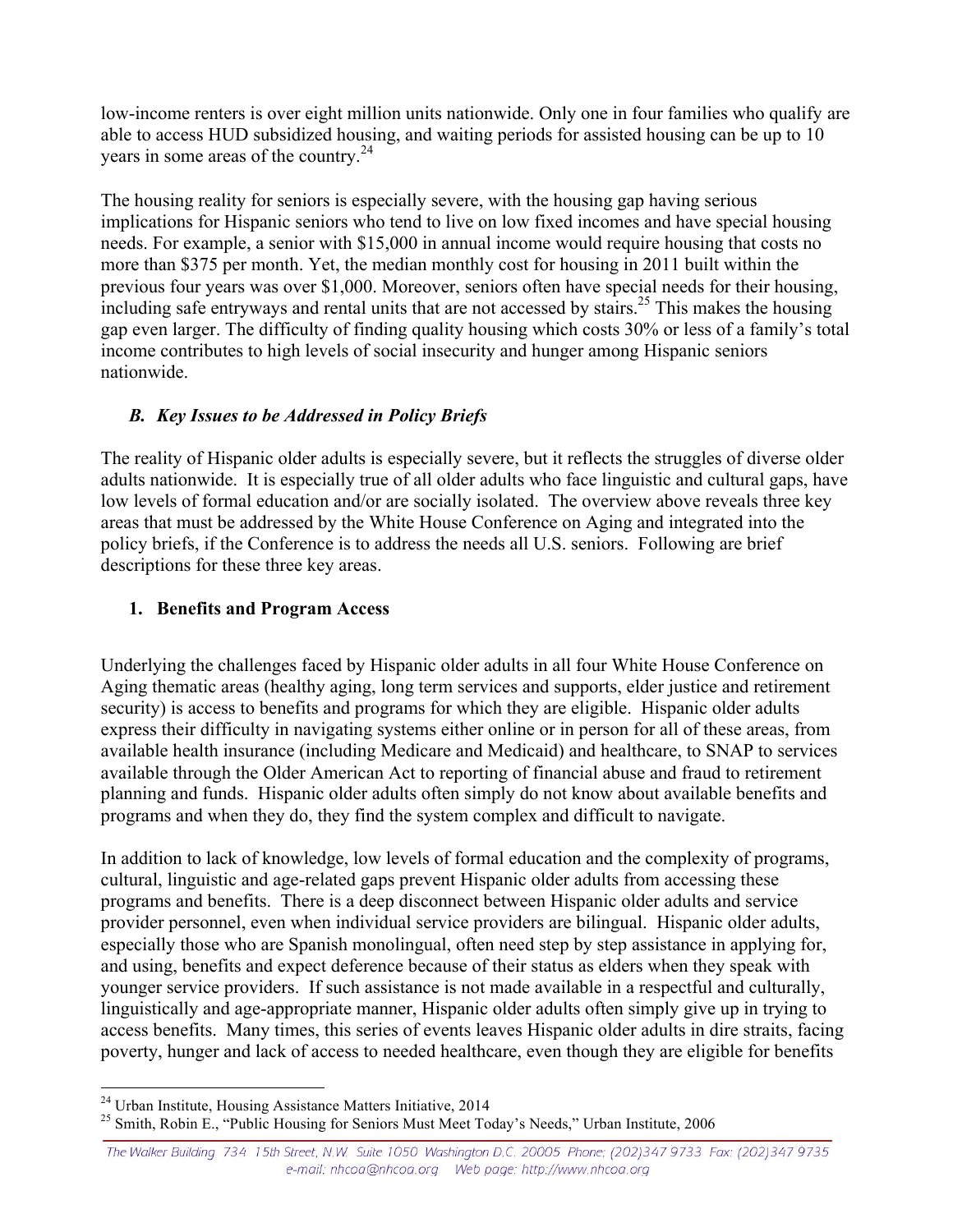low-income renters is over eight million units nationwide. Only one in four families who qualify are able to access HUD subsidized housing, and waiting periods for assisted housing can be up to 10 years in some areas of the country.[24]

The housing reality for seniors is especially severe, with the housing gap having serious implications for Hispanic seniors who tend to live on low fixed incomes and have special housing needs. For example, a senior with $15,000 in annual income would require housing that costs no more than $375 per month. Yet, the median monthly cost for housing in 2011 built within the previous four years was over $1,000. Moreover, seniors often have special needs for their housing, including safe entryways and rental units that are not accessed by stairs.[25] This makes the housing gap even larger. The difficulty of finding quality housing which costs 30% or less of a family's total income contributes to high levels of social insecurity and hunger among Hispanic seniors nationwide.

### *B. Key Issues to be Addressed in Policy Briefs*

The reality of Hispanic older adults is especially severe, but it reflects the struggles of diverse older adults nationwide. It is especially true of all older adults who face linguistic and cultural gaps, have low levels of formal education and/or are socially isolated. The overview above reveals three key areas that must be addressed by the White House Conference on Aging and integrated into the policy briefs, if the Conference is to address the needs all U.S. seniors. Following are brief descriptions for these three key areas.

#### 1. Benefits and Program Access

Underlying the challenges faced by Hispanic older adults in all four White House Conference on Aging thematic areas (healthy aging, long term services and supports, elder justice and retirement security) is access to benefits and programs for which they are eligible. Hispanic older adults express their difficulty in navigating systems either online or in person for all of these areas, from available health insurance (including Medicare and Medicaid) and healthcare, to SNAP to services available through the Older American Act to reporting of financial abuse and fraud to retirement planning and funds. Hispanic older adults often simply do not know about available benefits and programs and when they do, they find the system complex and difficult to navigate.

In addition to lack of knowledge, low levels of formal education and the complexity of programs, cultural, linguistic and age-related gaps prevent Hispanic older adults from accessing these programs and benefits. There is a deep disconnect between Hispanic older adults and service provider personnel, even when individual service providers are bilingual. Hispanic older adults, especially those who are Spanish monolingual, often need step by step assistance in applying for, and using, benefits and expect deference because of their status as elders when they speak with younger service providers. If such assistance is not made available in a respectful and culturally, linguistically and age-appropriate manner, Hispanic older adults often simply give up in trying to access benefits. Many times, this series of events leaves Hispanic older adults in dire straits, facing poverty, hunger and lack of access to needed healthcare, even though they are eligible for benefits

---

[24] Urban Institute, Housing Assistance Matters Initiative, 2014

[25] Smith, Robin E., "Public Housing for Seniors Must Meet Today's Needs," Urban Institute, 2006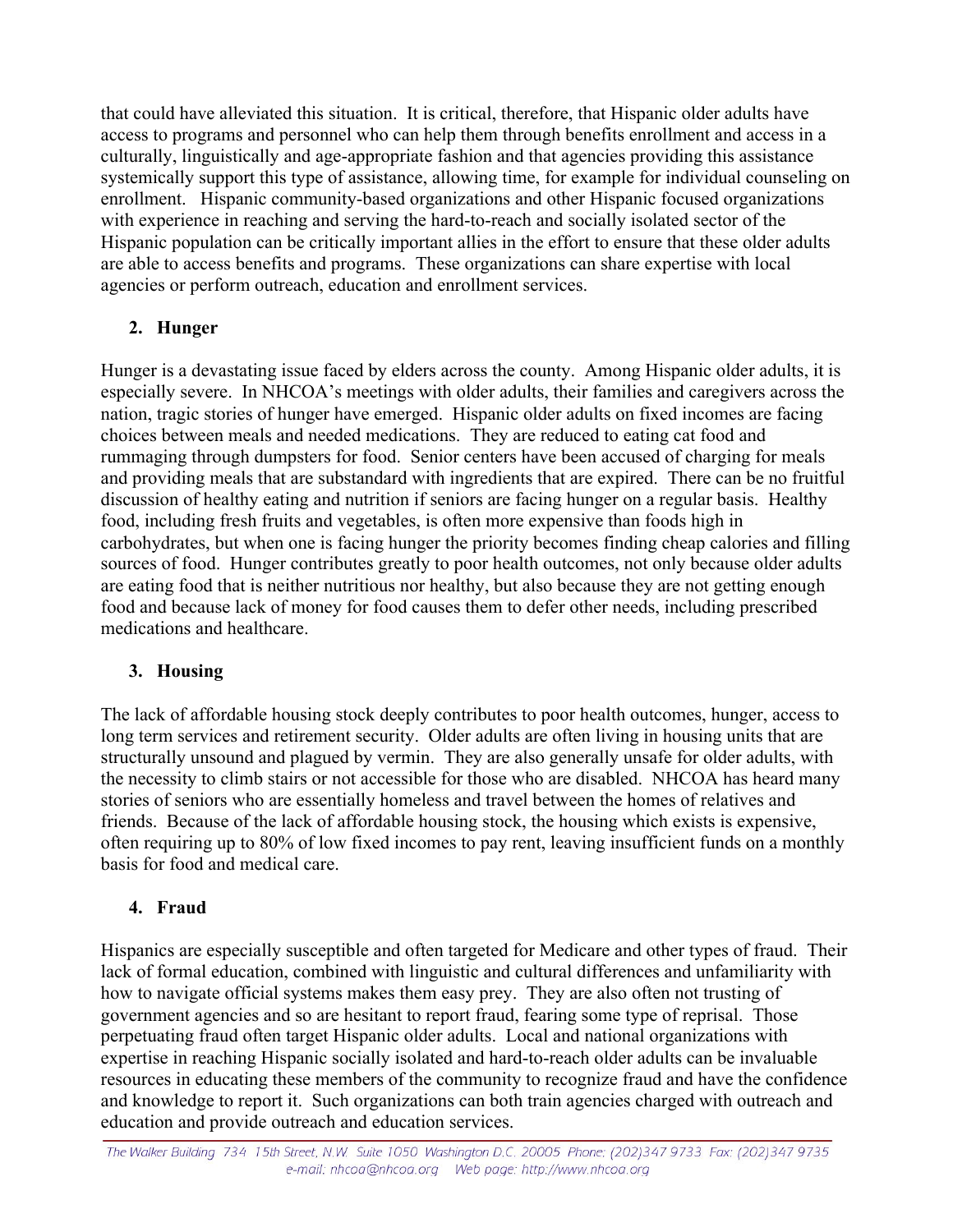that could have alleviated this situation. It is critical, therefore, that Hispanic older adults have access to programs and personnel who can help them through benefits enrollment and access in a culturally, linguistically and age-appropriate fashion and that agencies providing this assistance systemically support this type of assistance, allowing time, for example for individual counseling on enrollment. Hispanic community-based organizations and other Hispanic focused organizations with experience in reaching and serving the hard-to-reach and socially isolated sector of the Hispanic population can be critically important allies in the effort to ensure that these older adults are able to access benefits and programs. These organizations can share expertise with local agencies or perform outreach, education and enrollment services.

2. **Hunger**

Hunger is a devastating issue faced by elders across the county. Among Hispanic older adults, it is especially severe. In NHCOA's meetings with older adults, their families and caregivers across the nation, tragic stories of hunger have emerged. Hispanic older adults on fixed incomes are facing choices between meals and needed medications. They are reduced to eating cat food and rummaging through dumpsters for food. Senior centers have been accused of charging for meals and providing meals that are substandard with ingredients that are expired. There can be no fruitful discussion of healthy eating and nutrition if seniors are facing hunger on a regular basis. Healthy food, including fresh fruits and vegetables, is often more expensive than foods high in carbohydrates, but when one is facing hunger the priority becomes finding cheap calories and filling sources of food. Hunger contributes greatly to poor health outcomes, not only because older adults are eating food that is neither nutritious nor healthy, but also because they are not getting enough food and because lack of money for food causes them to defer other needs, including prescribed medications and healthcare.

3. **Housing**

The lack of affordable housing stock deeply contributes to poor health outcomes, hunger, access to long term services and retirement security. Older adults are often living in housing units that are structurally unsound and plagued by vermin. They are also generally unsafe for older adults, with the necessity to climb stairs or not accessible for those who are disabled. NHCOA has heard many stories of seniors who are essentially homeless and travel between the homes of relatives and friends. Because of the lack of affordable housing stock, the housing which exists is expensive, often requiring up to 80% of low fixed incomes to pay rent, leaving insufficient funds on a monthly basis for food and medical care.

4. **Fraud**

Hispanics are especially susceptible and often targeted for Medicare and other types of fraud. Their lack of formal education, combined with linguistic and cultural differences and unfamiliarity with how to navigate official systems makes them easy prey. They are also often not trusting of government agencies and so are hesitant to report fraud, fearing some type of reprisal. Those perpetuating fraud often target Hispanic older adults. Local and national organizations with expertise in reaching Hispanic socially isolated and hard-to-reach older adults can be invaluable resources in educating these members of the community to recognize fraud and have the confidence and knowledge to report it. Such organizations can both train agencies charged with outreach and education and provide outreach and education services.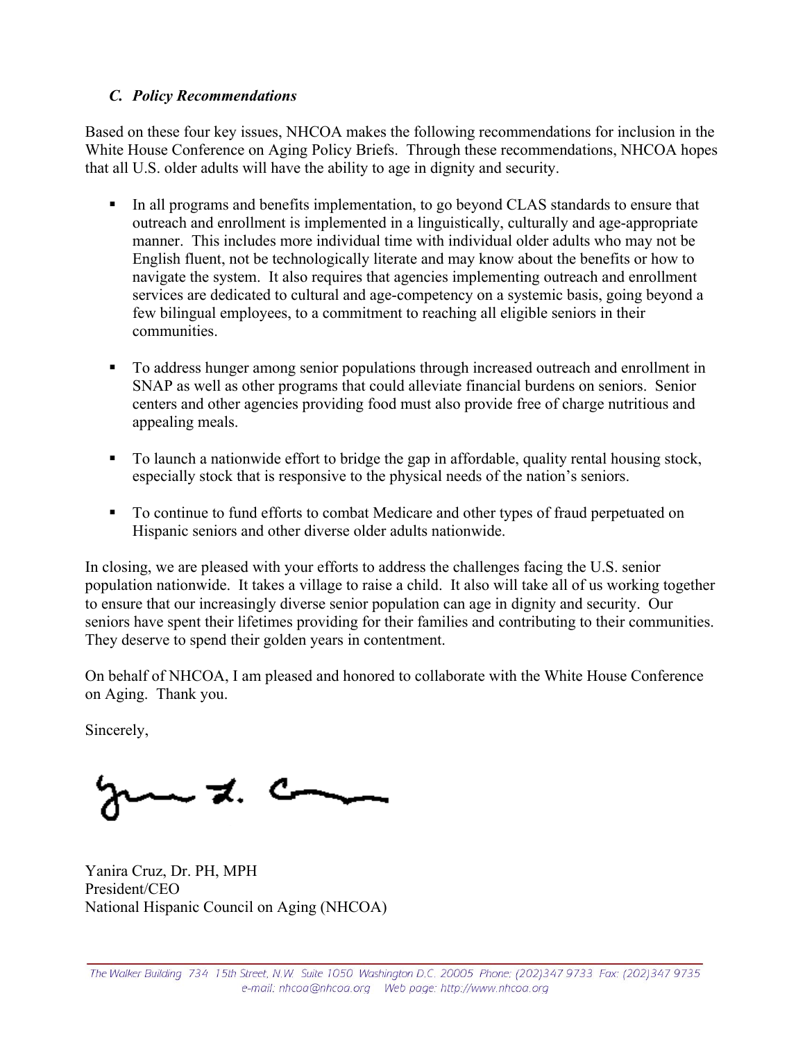### *C. Policy Recommendations*

Based on these four key issues, NHCOA makes the following recommendations for inclusion in the White House Conference on Aging Policy Briefs. Through these recommendations, NHCOA hopes that all U.S. older adults will have the ability to age in dignity and security.

- In all programs and benefits implementation, to go beyond CLAS standards to ensure that outreach and enrollment is implemented in a linguistically, culturally and age-appropriate manner. This includes more individual time with individual older adults who may not be English fluent, not be technologically literate and may know about the benefits or how to navigate the system. It also requires that agencies implementing outreach and enrollment services are dedicated to cultural and age-competency on a systemic basis, going beyond a few bilingual employees, to a commitment to reaching all eligible seniors in their communities.

- To address hunger among senior populations through increased outreach and enrollment in SNAP as well as other programs that could alleviate financial burdens on seniors. Senior centers and other agencies providing food must also provide free of charge nutritious and appealing meals.

- To launch a nationwide effort to bridge the gap in affordable, quality rental housing stock, especially stock that is responsive to the physical needs of the nation's seniors.

- To continue to fund efforts to combat Medicare and other types of fraud perpetuated on Hispanic seniors and other diverse older adults nationwide.

In closing, we are pleased with your efforts to address the challenges facing the U.S. senior population nationwide. It takes a village to raise a child. It also will take all of us working together to ensure that our increasingly diverse senior population can age in dignity and security. Our seniors have spent their lifetimes providing for their families and contributing to their communities. They deserve to spend their golden years in contentment.

On behalf of NHCOA, I am pleased and honored to collaborate with the White House Conference on Aging. Thank you.

Sincerely,

Yanira Cruz, Dr. PH, MPH
President/CEO
National Hispanic Council on Aging (NHCOA)

The Walker Building 734 15th Street, N.W. Suite 1050 Washington D.C. 20005 Phone: (202)347 9733 Fax: (202)347 9735
e-mail: nhcoa@nhcoa.org Web page: http://www.nhcoa.org